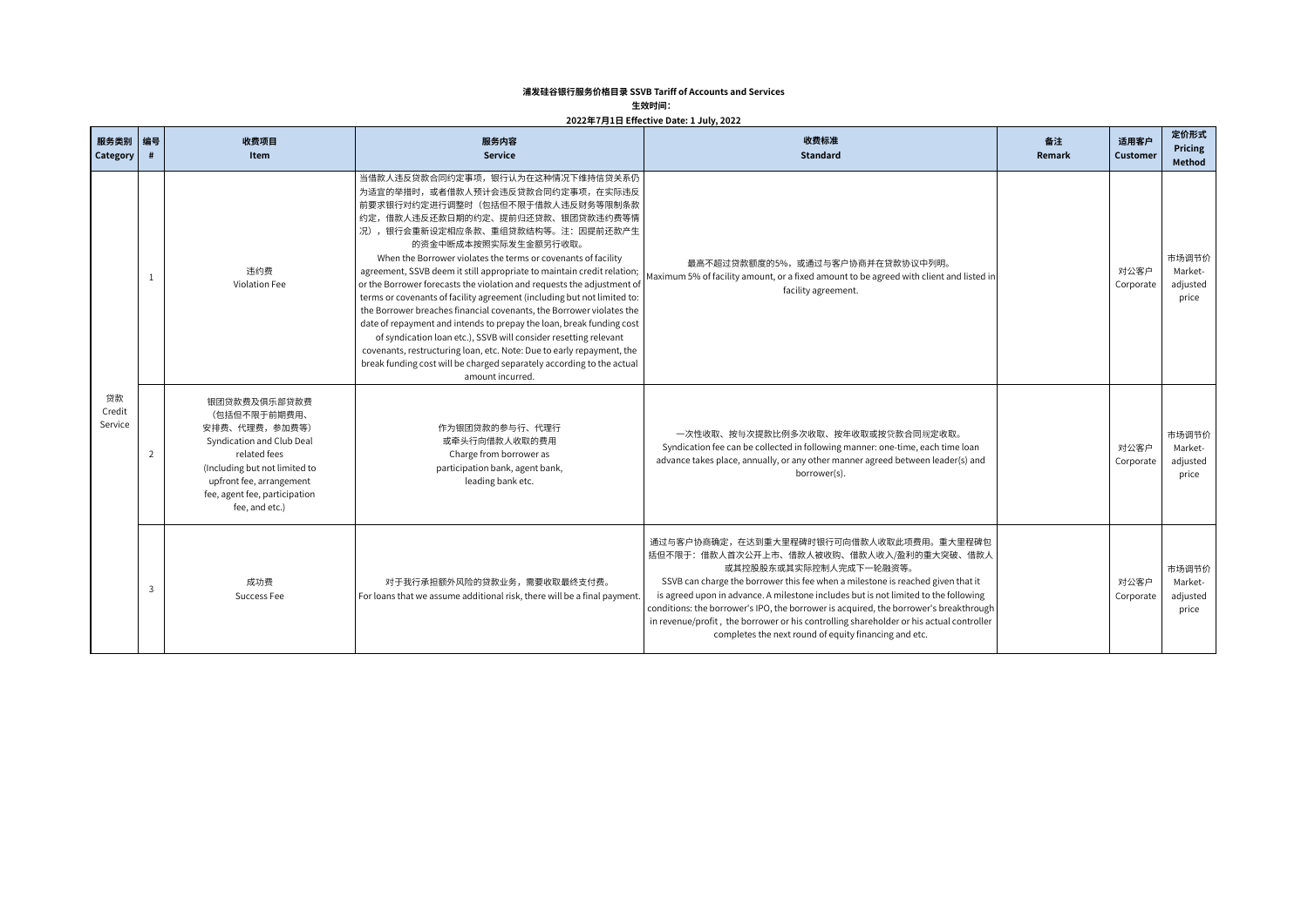**浦发硅谷银行服务价格目录 SSVB Tariff of Accounts and Services**

**生效时间:**

**2022年7月1日 Effective Date: 1 July, 2022**

| 服务类别 Category | 编号 # | 收费项目 Item | 服务内容 Service | 收费标准 Standard | 备注 Remark | 适用客户 Customer | 定价形式 Pricing Method |
|---|---|---|---|---|---|---|---|
| 贷款 Credit Service | 1 | 违约费 Violation Fee | 当借款人违反贷款合同约定事项，银行认为在这种情况下维持信贷关系仍为适宜的举措时，或者借款人预计会违反贷款合同约定事项，在实际违反前要求银行对约定进行调整时（包括但不限于借款人违反财务等限制条款约定，借款人违反还款日期的约定、提前归还贷款、银团贷款违约费等情况），银行会重新设定相应条款、重组贷款结构等。注：因提前还款产生的资金中断成本按照实际发生金额另行收取。 When the Borrower violates the terms or covenants of facility agreement, SSVB deem it still appropriate to maintain credit relation; or the Borrower forecasts the violation and requests the adjustment of terms or covenants of facility agreement (including but not limited to: the Borrower breaches financial covenants, the Borrower violates the date of repayment and intends to prepay the loan, break funding cost of syndication loan etc.), SSVB will consider resetting relevant covenants, restructuring loan, etc. Note: Due to early repayment, the break funding cost will be charged separately according to the actual amount incurred. | 最高不超过贷款额度的5%，或通过与客户协商并在贷款协议中列明。 Maximum 5% of facility amount, or a fixed amount to be agreed with client and listed in facility agreement. | | 对公客户 Corporate | 市场调节价 Market-adjusted price |
| | 2 | 银团贷款费及俱乐部贷款费（包括但不限于前期费用、安排费、代理费，参加费等） Syndication and Club Deal related fees (Including but not limited to upfront fee, arrangement fee, agent fee, participation fee, and etc.) | 作为银团贷款的参与行、代理行或牵头行向借款人收取的费用 Charge from borrower as participation bank, agent bank, leading bank etc. | 一次性收取、按每次提款比例多次收取、按年收取或按贷款合同规定收取。 Syndication fee can be collected in following manner: one-time, each time loan advance takes place, annually, or any other manner agreed between leader(s) and borrower(s). | | 对公客户 Corporate | 市场调节价 Market-adjusted price |
| | 3 | 成功费 Success Fee | 对于我行承担额外风险的贷款业务，需要收取最终支付费。 For loans that we assume additional risk, there will be a final payment. | 通过与客户协商确定，在达到重大里程碑时银行可向借款人收取此项费用。重大里程碑包括但不限于：借款人首次公开上市、借款人被收购、借款人收入/盈利的重大突破、借款人或其控股股东或其实际控制人完成下一轮融资等。 SSVB can charge the borrower this fee when a milestone is reached given that it is agreed upon in advance. A milestone includes but is not limited to the following conditions: the borrower's IPO, the borrower is acquired, the borrower's breakthrough in revenue/profit , the borrower or his controlling shareholder or his actual controller completes the next round of equity financing and etc. | | 对公客户 Corporate | 市场调节价 Market-adjusted price |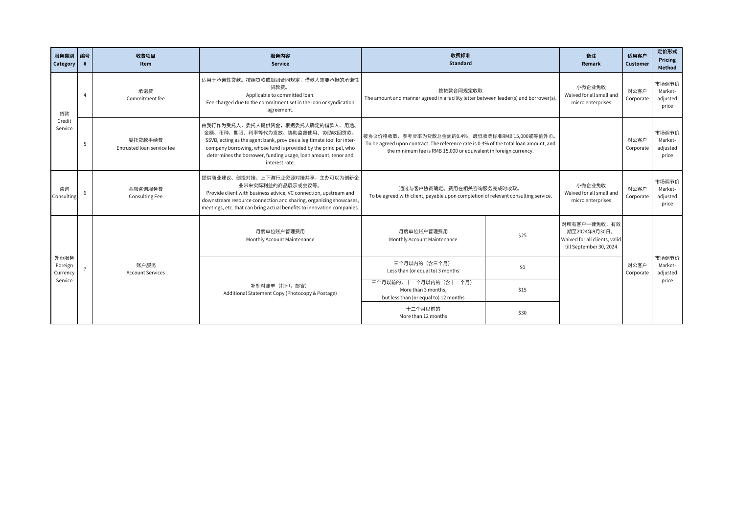| 服务类别 Category | 编号 # | 收费项目 Item | 服务内容 Service | 收费标准 Standard | | 备注 Remark | 适用客户 Customer | 定价形式 Pricing Method |
|---|---|---|---|---|---|---|---|---|
| 贷款 Credit Service | 4 | 承诺费 Commitment fee | 适用于承诺性贷款。按照贷款或银团合同规定，借款人需要承担的承诺性贷款费。 Applicable to committed loan. Fee charged due to the commitment set in the loan or syndication agreement. | 按贷款合同规定收取 The amount and manner agreed in a facility letter between leader(s) and borrower(s). | | 小微企业免收 Waived for all small and micro enterprises | 对公客户 Corporate | 市场调节价 Market-adjusted price |
| | 5 | 委托贷款手续费 Entrusted loan service fee | 由我行作为受托人，委托人提供资金，根据委托人确定的借款人、用途、金额、币种、期限、利率等代为发放、协助监督使用、协助收回贷款。 SSVB, acting as the agent bank, provides a legitimate tool for inter-company borrowing, whose fund is provided by the principal, who determines the borrower, funding usage, loan amount, tenor and interest rate. | 按协议价格收取，参考费率为贷款总金额的0.4%，最低收费标准RMB 15,000或等值外币。 To be agreed upon contract. The reference rate is 0.4% of the total loan amount, and the minimum fee is RMB 15,000 or equivalent in foreign currency. | | | 对公客户 Corporate | 市场调节价 Market-adjusted price |
| 咨询 Consulting | 6 | 金融咨询服务费 Consulting Fee | 提供商业建议、创投对接、上下游行业资源对接共享，主办可以为创新企业带来实际利益的商品展示或会议等。 Provide client with business advice, VC connection, upstream and downstream resource connection and sharing, organizing showcases, meetings, etc. that can bring actual benefits to innovation companies. | 通过与客户协商确定。费用在相关咨询服务完成时收取。 To be agreed with client, payable upon completion of relevant consulting service. | | 小微企业免收 Waived for all small and micro enterprises | 对公客户 Corporate | 市场调节价 Market-adjusted price |
| 外币服务 Foreign Currency Service | 7 | 账户服务 Account Services | 月度单位账户管理费用 Monthly Account Maintenance | 月度单位账户管理费用 Monthly Account Maintenance | $25 | 对所有客户一律免收，有效期至2024年9月30日。 Waived for all clients, valid till September 30, 2024 | 对公客户 Corporate | 市场调节价 Market-adjusted price |
| | | | 补制对账单（打印，邮寄） Additional Statement Copy (Photocopy & Postage) | 三个月以内的（含三个月） Less than (or equal to) 3 months | $0 | | | |
| | | | | 三个月以前的，十二个月以内的（含十二个月） More than 3 months, but less than (or equal to) 12 months | $15 | | | |
| | | | | 十二个月以前的 More than 12 months | $30 | | | |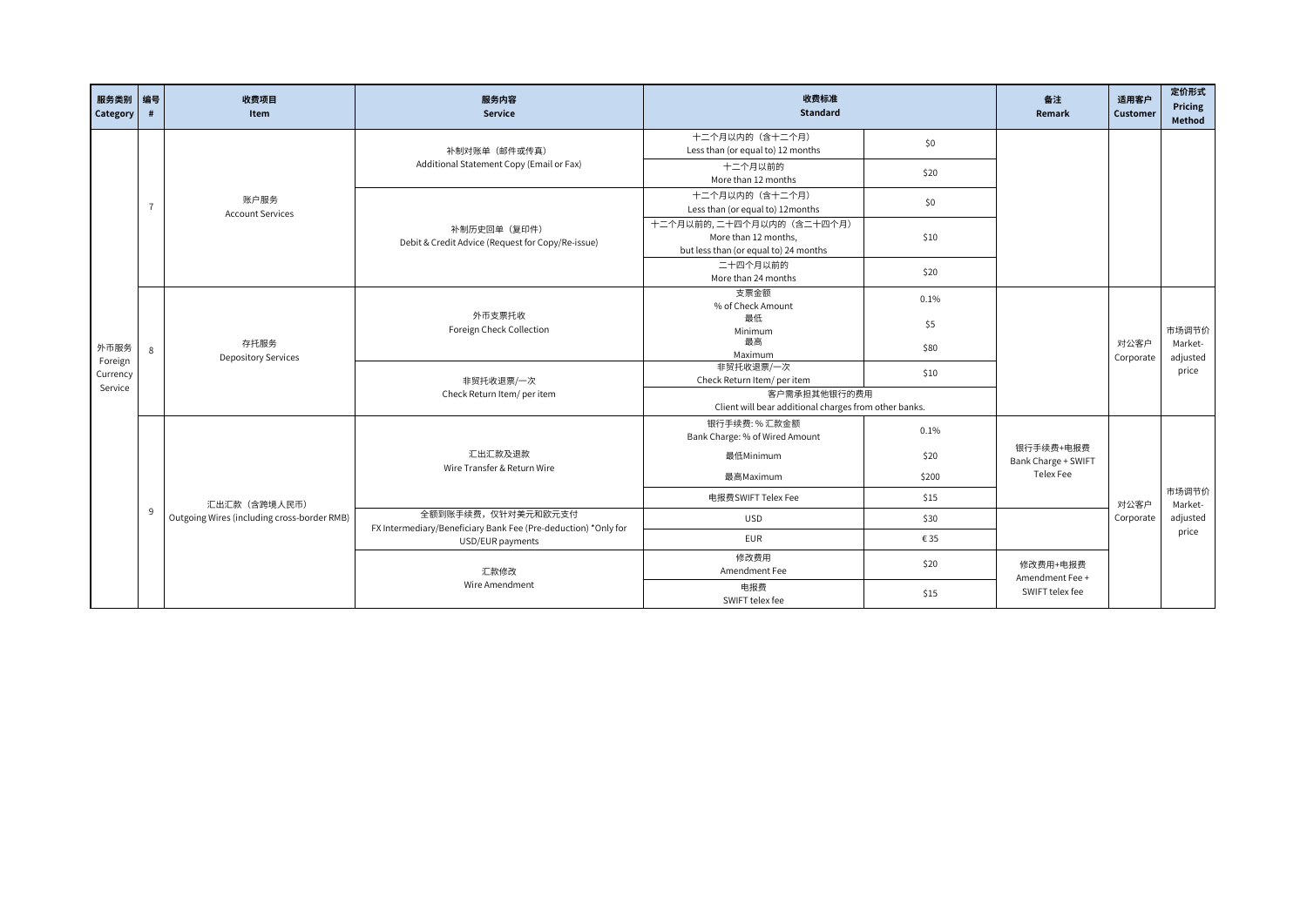| 服务类别 Category | 编号 # | 收费项目 Item | 服务内容 Service | 收费标准 Standard | | 备注 Remark | 适用客户 Customer | 定价形式 Pricing Method |
|---|---|---|---|---|---|---|---|---|
| 外币服务 Foreign Currency Service | 7 | 账户服务 Account Services | 补制对账单（邮件或传真） Additional Statement Copy (Email or Fax) | 十二个月以内的（含十二个月） Less than (or equal to) 12 months | $0 | | | |
| | | | | 十二个月以前的 More than 12 months | $20 | | | |
| | | | 补制历史回单（复印件） Debit & Credit Advice (Request for Copy/Re-issue) | 十二个月以内的（含十二个月） Less than (or equal to) 12months | $0 | | | |
| | | | | 十二个月以前的, 二十四个月以内的（含二十四个月） More than 12 months, but less than (or equal to) 24 months | $10 | | | |
| | | | | 二十四个月以前的 More than 24 months | $20 | | | |
| | 8 | 存托服务 Depository Services | 外币支票托收 Foreign Check Collection | 支票金额 % of Check Amount | 0.1% | | 对公客户 Corporate | 市场调节价 Market-adjusted price |
| | | | | 最低 Minimum | $5 | | | |
| | | | | 最高 Maximum | $80 | | | |
| | | | 非贸托收退票/一次 Check Return Item/ per item | 非贸托收退票/一次 Check Return Item/ per item | $10 | | | |
| | | | | 客户需承担其他银行的费用 Client will bear additional charges from other banks. | | | | |
| | 9 | 汇出汇款（含跨境人民币） Outgoing Wires (including cross-border RMB) | 汇出汇款及退款 Wire Transfer & Return Wire | 银行手续费: % 汇款金额 Bank Charge: % of Wired Amount | 0.1% | 银行手续费+电报费 Bank Charge + SWIFT Telex Fee | 对公客户 Corporate | 市场调节价 Market-adjusted price |
| | | | | 最低Minimum | $20 | | | |
| | | | | 最高Maximum | $200 | | | |
| | | | | 电报费SWIFT Telex Fee | $15 | | | |
| | | | 全额到账手续费，仅针对美元和欧元支付 FX Intermediary/Beneficiary Bank Fee (Pre-deduction) *Only for USD/EUR payments | USD | $30 | | | |
| | | | | EUR | €35 | | | |
| | | | 汇款修改 Wire Amendment | 修改费用 Amendment Fee | $20 | 修改费用+电报费 Amendment Fee + SWIFT telex fee | | |
| | | | | 电报费 SWIFT telex fee | $15 | | | |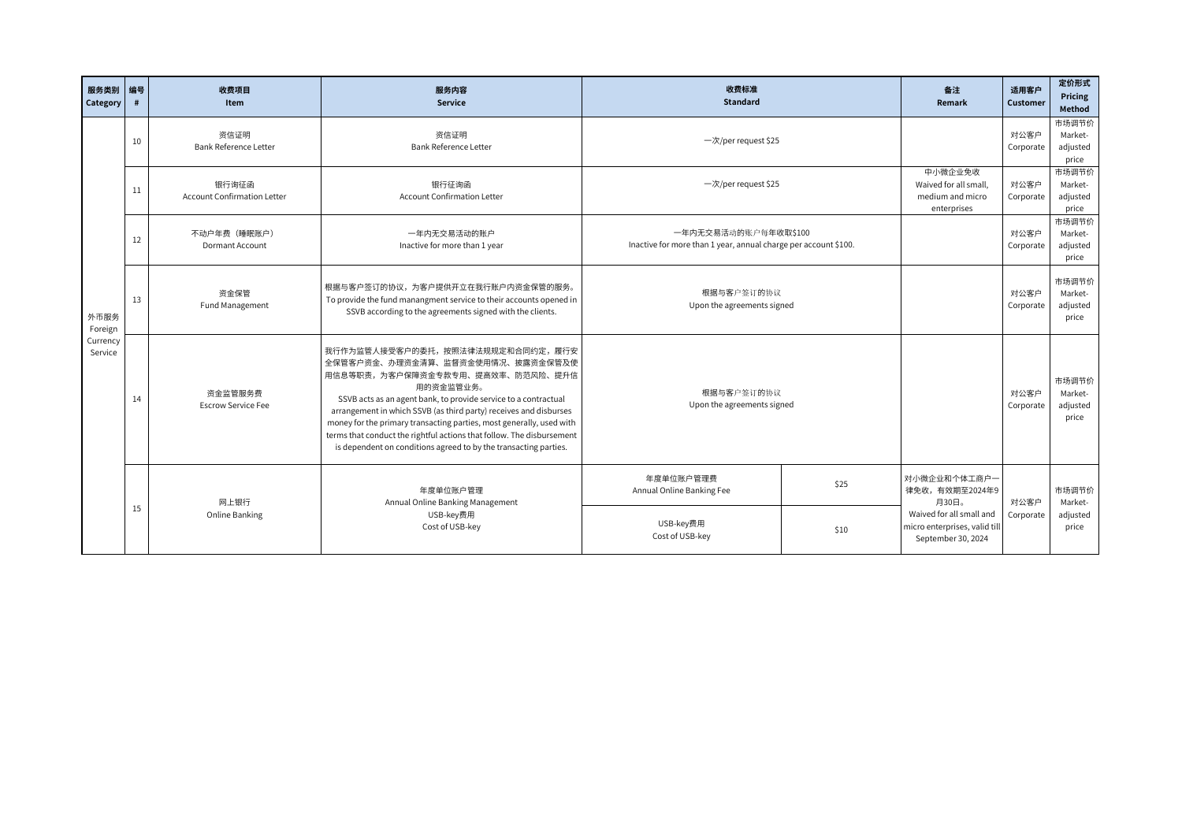| 服务类别 Category | 编号 # | 收费项目 Item | 服务内容 Service | 收费标准 Standard | | 备注 Remark | 适用客户 Customer | 定价形式 Pricing Method |
|---|---|---|---|---|---|---|---|---|
| 外币服务 Foreign Currency Service | 10 | 资信证明 Bank Reference Letter | 资信证明 Bank Reference Letter | 一次/per request $25 | | | 对公客户 Corporate | 市场调节价 Market-adjusted price |
| | 11 | 银行询征函 Account Confirmation Letter | 银行询征函 Account Confirmation Letter | 一次/per request $25 | | 中小微企业免收 Waived for all small, medium and micro enterprises | 对公客户 Corporate | 市场调节价 Market-adjusted price |
| | 12 | 不动户年费（睡眠账户）Dormant Account | 一年内无交易活动的账户 Inactive for more than 1 year | 一年内无交易活动的账户每年收取$100 Inactive for more than 1 year, annual charge per account $100. | | | 对公客户 Corporate | 市场调节价 Market-adjusted price |
| | 13 | 资金保管 Fund Management | 根据与客户签订的协议，为客户提供开立在我行账户内资金保管的服务。To provide the fund manangment service to their accounts opened in SSVB according to the agreements signed with the clients. | 根据与客户签订的协议 Upon the agreements signed | | | 对公客户 Corporate | 市场调节价 Market-adjusted price |
| | 14 | 资金监管服务费 Escrow Service Fee | 我行作为监管人接受客户的委托，按照法律法规规定和合同约定，履行安全保管客户资金、办理资金清算、监督资金使用情况、披露资金保管及使用信息等职责，为客户保障资金专款专用、提高效率、防范风险、提升信用的资金监管业务。SSVB acts as an agent bank, to provide service to a contractual arrangement in which SSVB (as third party) receives and disburses money for the primary transacting parties, most generally, used with terms that conduct the rightful actions that follow. The disbursement is dependent on conditions agreed to by the transacting parties. | 根据与客户签订的协议 Upon the agreements signed | | | 对公客户 Corporate | 市场调节价 Market-adjusted price |
| | 15 | 网上银行 Online Banking | 年度单位账户管理 Annual Online Banking Management | 年度单位账户管理费 Annual Online Banking Fee | $25 | 对小微企业和个体工商户一律免收，有效期至2024年9月30日。Waived for all small and micro enterprises, valid till September 30, 2024 | 对公客户 Corporate | 市场调节价 Market-adjusted price |
| | | | USB-key费用 Cost of USB-key | USB-key费用 Cost of USB-key | $10 | | | |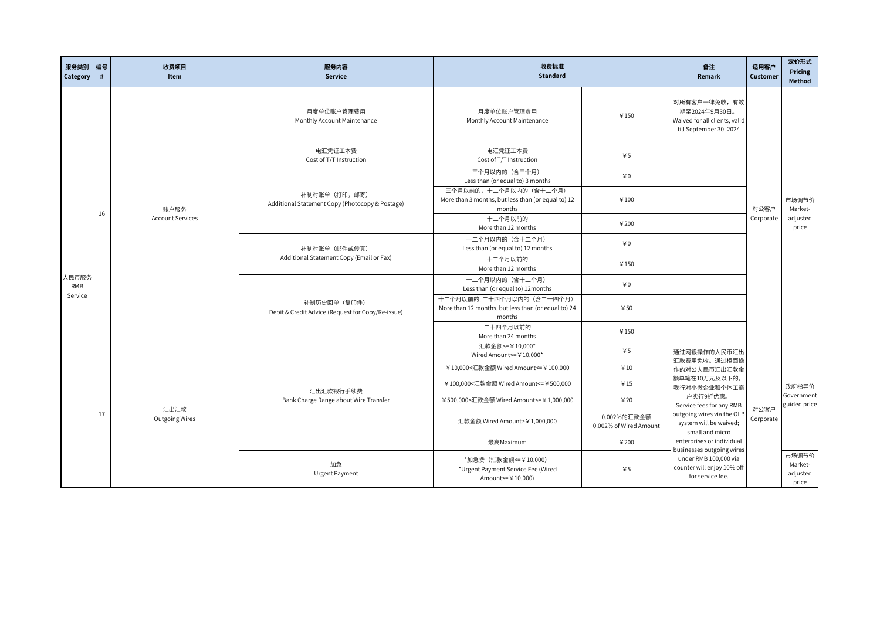| 服务类别 Category | 编号 # | 收费项目 Item | 服务内容 Service | 收费标准 Standard | | 备注 Remark | 适用客户 Customer | 定价形式 Pricing Method |
|---|---|---|---|---|---|---|---|---|
| 人民币服务 RMB Service | 16 | 账户服务 Account Services | 月度单位账户管理费用 Monthly Account Maintenance | 月度单位账户管理费用 Monthly Account Maintenance | ¥150 | 对所有客户一律免收，有效期至2024年9月30日。 Waived for all clients, valid till September 30, 2024 | 对公客户 Corporate | 市场调节价 Market-adjusted price |
| | | | 电汇凭证工本费 Cost of T/T Instruction | 电汇凭证工本费 Cost of T/T Instruction | ¥5 | | | |
| | | | 补制对账单（打印，邮寄） Additional Statement Copy (Photocopy & Postage) | 三个月以内的（含三个月） Less than (or equal to) 3 months | ¥0 | | | |
| | | | | 三个月以前的，十二个月以内的（含十二个月） More than 3 months, but less than (or equal to) 12 months | ¥100 | | | |
| | | | | 十二个月以前的 More than 12 months | ¥200 | | | |
| | | | 补制对账单（邮件或传真） Additional Statement Copy (Email or Fax) | 十二个月以内的（含十二个月） Less than (or equal to) 12 months | ¥0 | | | |
| | | | | 十二个月以前的 More than 12 months | ¥150 | | | |
| | | | 补制历史回单（复印件） Debit & Credit Advice (Request for Copy/Re-issue) | 十二个月以内的（含十二个月） Less than (or equal to) 12months | ¥0 | | | |
| | | | | 十二个月以前的，二十四个月以内的（含二十四个月） More than 12 months, but less than (or equal to) 24 months | ¥50 | | | |
| | | | | 二十四个月以前的 More than 24 months | ¥150 | | | |
| | 17 | 汇出汇款 Outgoing Wires | 汇出汇款银行手续费 Bank Charge Range about Wire Transfer | 汇款金额<=¥10,000* Wired Amount<=¥10,000* | ¥5 | 通过网银操作的人民币汇出汇款费用免收。通过柜面操作的对公人民币汇出汇款金额单笔在10万元及以下的，我行对小微企业和个体工商户实行9折优惠。 Service fees for any RMB outgoing wires via the OLB system will be waived; small and micro enterprises or individual businesses outgoing wires under RMB 100,000 via counter will enjoy 10% off for service fee. | 对公客户 Corporate | 政府指导价 Government guided price |
| | | | | ¥10,000<汇款金额 Wired Amount<=¥100,000 | ¥10 | | | |
| | | | | ¥100,000<汇款金额 Wired Amount<=¥500,000 | ¥15 | | | |
| | | | | ¥500,000<汇款金额 Wired Amount<=¥1,000,000 | ¥20 | | | |
| | | | | 汇款金额 Wired Amount>¥1,000,000 | 0.002%的汇款金额 0.002% of Wired Amount | | | |
| | | | | 最高Maximum | ¥200 | | | |
| | | | 加急 Urgent Payment | *加急费（汇款金额<=¥10,000) *Urgent Payment Service Fee (Wired Amount<=¥10,000) | ¥5 | | | 市场调节价 Market-adjusted price |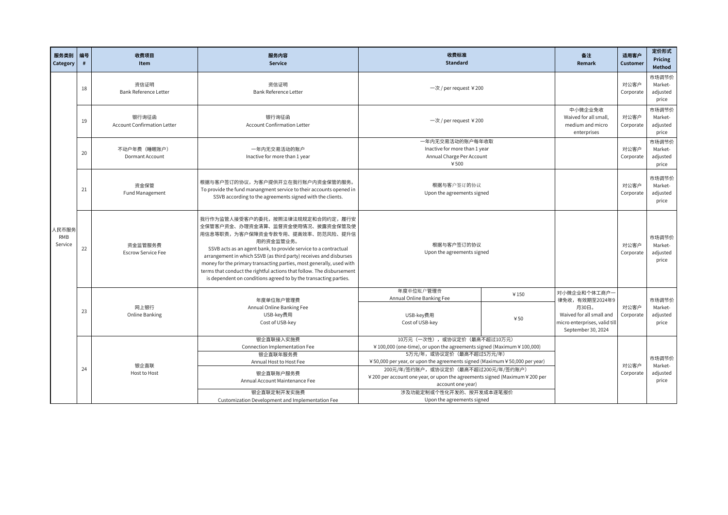| 服务类别 Category | 编号 # | 收费项目 Item | 服务内容 Service | 收费标准 Standard | | 备注 Remark | 适用客户 Customer | 定价形式 Pricing Method |
|---|---|---|---|---|---|---|---|---|
| 人民币服务 RMB Service | 18 | 资信证明 Bank Reference Letter | 资信证明 Bank Reference Letter | 一次 / per request ￥200 | | | 对公客户 Corporate | 市场调节价 Market-adjusted price |
| | 19 | 银行询征函 Account Confirmation Letter | 银行询征函 Account Confirmation Letter | 一次 / per request ￥200 | | 中小微企业免收 Waived for all small, medium and micro enterprises | 对公客户 Corporate | 市场调节价 Market-adjusted price |
| | 20 | 不动户年费（睡眠账户） Dormant Account | 一年内无交易活动的账户 Inactive for more than 1 year | 一年内无交易活动的账户每年收取 Inactive for more than 1 year Annual Charge Per Account ￥500 | | | 对公客户 Corporate | 市场调节价 Market-adjusted price |
| | 21 | 资金保管 Fund Management | 根据与客户签订的协议，为客户提供开立在我行账户内资金保管的服务。 To provide the fund manangment service to their accounts opened in SSVB according to the agreements signed with the clients. | 根据与客户签订的协议 Upon the agreements signed | | | 对公客户 Corporate | 市场调节价 Market-adjusted price |
| | 22 | 资金监管服务费 Escrow Service Fee | 我行作为监管人接受客户的委托，按照法律法规规定和合同约定，履行安全保管客户资金、办理资金清算、监督资金使用情况、披露资金保管及使用信息等职责，为客户保障资金专款专用、提高效率、防范风险、提升信用的资金监管业务。 SSVB acts as an agent bank, to provide service to a contractual arrangement in which SSVB (as third party) receives and disburses money for the primary transacting parties, most generally, used with terms that conduct the rightful actions that follow. The disbursement is dependent on conditions agreed to by the transacting parties. | 根据与客户签订的协议 Upon the agreements signed | | | 对公客户 Corporate | 市场调节价 Market-adjusted price |
| | 23 | 网上银行 Online Banking | 年度单位账户管理费 Annual Online Banking Fee USB-key费用 Cost of USB-key | 年度单位账户管理费 Annual Online Banking Fee | ￥150 | 对小微企业和个体工商户一律免收，有效期至2024年9月30日。 Waived for all small and micro enterprises, valid till September 30, 2024 | 对公客户 Corporate | 市场调节价 Market-adjusted price |
| | | | | USB-key费用 Cost of USB-key | ￥50 | | | |
| | 24 | 银企直联 Host to Host | 银企直联接入实施费 Connection Implementation Fee | 10万元（一次性），或协议定价（最高不超过10万元） ￥100,000 (one-time), or upon the agreements signed (Maximum ￥100,000) | | | 对公客户 Corporate | 市场调节价 Market-adjusted price |
| | | | 银企直联年服务费 Annual Host to Host Fee | 5万元/年，或协议定价（最高不超过5万元/年） ￥50,000 per year, or upon the agreements signed (Maximum ￥50,000 per year) | | | | |
| | | | 银企直联账户服务费 Annual Account Maintenance Fee | 200元/年/签约账户，或协议定价（最高不超过200元/年/签约账户） ￥200 per account one year, or upon the agreements signed (Maximum ￥200 per account one year) | | | | |
| | | | 银企直联定制开发实施费 Customization Development and Implementation Fee | 涉及功能定制或个性化开发的、按开发成本逐笔报价 Upon the agreements signed | | | | |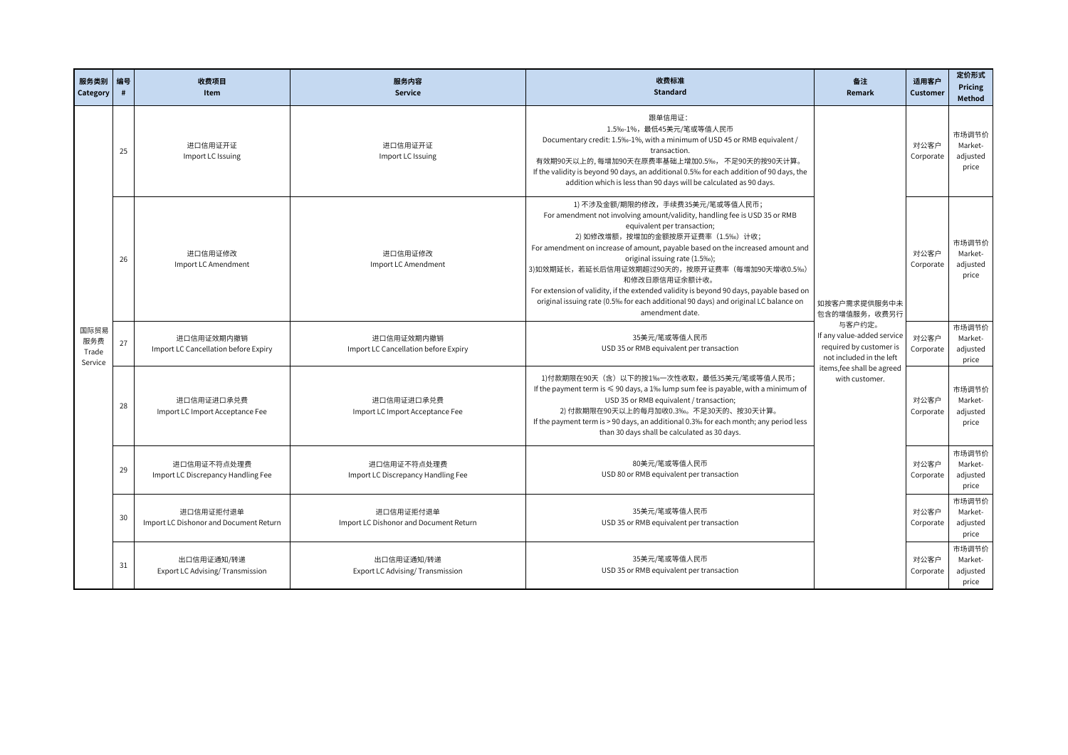| 服务类别 Category | 编号 # | 收费项目 Item | 服务内容 Service | 收费标准 Standard | 备注 Remark | 适用客户 Customer | 定价形式 Pricing Method |
|---|---|---|---|---|---|---|---|
| 国际贸易服务费 Trade Service | 25 | 进口信用证开证 Import LC Issuing | 进口信用证开证 Import LC Issuing | 跟单信用证：1.5‰-1%，最低45美元/笔或等值人民币 Documentary credit: 1.5‰-1%, with a minimum of USD 45 or RMB equivalent / transaction. 有效期90天以上的, 每增加90天在原费率基础上增加0.5‰，不足90天的按90天计算。 If the validity is beyond 90 days, an additional 0.5‰ for each addition of 90 days, the addition which is less than 90 days will be calculated as 90 days. | 如按客户需求提供服务中未包含的增值服务，收费另行与客户约定。 If any value-added service required by customer is not included in the left items,fee shall be agreed with customer. | 对公客户 Corporate | 市场调节价 Market-adjusted price |
| | 26 | 进口信用证修改 Import LC Amendment | 进口信用证修改 Import LC Amendment | 1) 不涉及金额/期限的修改，手续费35美元/笔或等值人民币； For amendment not involving amount/validity, handling fee is USD 35 or RMB equivalent per transaction; 2) 如修改增额，按增加的金额按原开证费率（1.5‰）计收； For amendment on increase of amount, payable based on the increased amount and original issuing rate (1.5‰); 3)如效期延长，若延长后信用证效期超过90天的，按原开证费率（每增加90天增收0.5‰）和修改日原信用证余额计收。 For extension of validity, if the extended validity is beyond 90 days, payable based on original issuing rate (0.5‰ for each additional 90 days) and original LC balance on amendment date. | | 对公客户 Corporate | 市场调节价 Market-adjusted price |
| | 27 | 进口信用证效期内撤销 Import LC Cancellation before Expiry | 进口信用证效期内撤销 Import LC Cancellation before Expiry | 35美元/笔或等值人民币 USD 35 or RMB equivalent per transaction | | 对公客户 Corporate | 市场调节价 Market-adjusted price |
| | 28 | 进口信用证进口承兑费 Import LC Import Acceptance Fee | 进口信用证进口承兑费 Import LC Import Acceptance Fee | 1)付款期限在90天（含）以下的按1‰一次性收取，最低35美元/笔或等值人民币； If the payment term is ≤ 90 days, a 1‰ lump sum fee is payable, with a minimum of USD 35 or RMB equivalent / transaction; 2) 付款期限在90天以上的每月加收0.3‰。不足30天的、按30天计算。 If the payment term is > 90 days, an additional 0.3‰ for each month; any period less than 30 days shall be calculated as 30 days. | | 对公客户 Corporate | 市场调节价 Market-adjusted price |
| | 29 | 进口信用证不符点处理费 Import LC Discrepancy Handling Fee | 进口信用证不符点处理费 Import LC Discrepancy Handling Fee | 80美元/笔或等值人民币 USD 80 or RMB equivalent per transaction | | 对公客户 Corporate | 市场调节价 Market-adjusted price |
| | 30 | 进口信用证拒付退单 Import LC Dishonor and Document Return | 进口信用证拒付退单 Import LC Dishonor and Document Return | 35美元/笔或等值人民币 USD 35 or RMB equivalent per transaction | | 对公客户 Corporate | 市场调节价 Market-adjusted price |
| | 31 | 出口信用证通知/转递 Export LC Advising/ Transmission | 出口信用证通知/转递 Export LC Advising/ Transmission | 35美元/笔或等值人民币 USD 35 or RMB equivalent per transaction | | 对公客户 Corporate | 市场调节价 Market-adjusted price |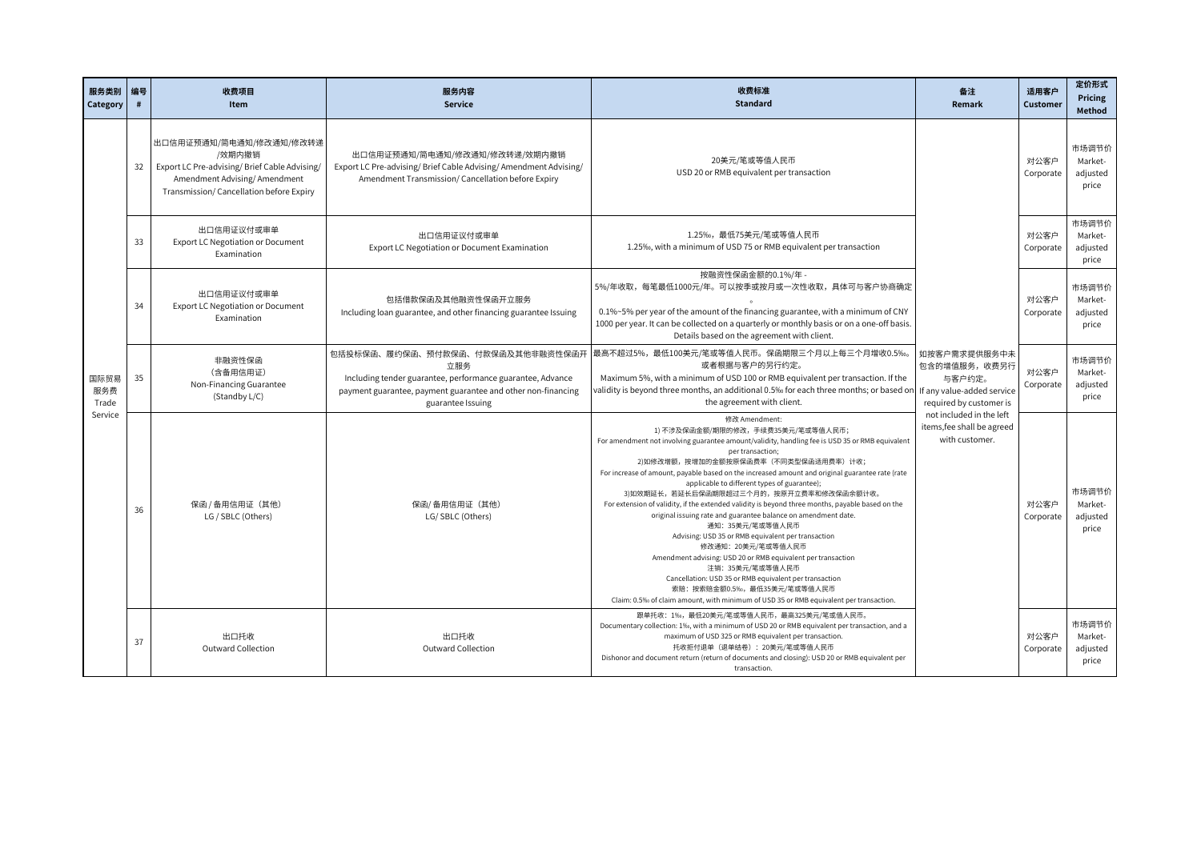| 服务类别 Category | 编号 # | 收费项目 Item | 服务内容 Service | 收费标准 Standard | 备注 Remark | 适用客户 Customer | 定价形式 Pricing Method |
|---|---|---|---|---|---|---|---|
| 国际贸易服务费 Trade Service | 32 | 出口信用证预通知/简电通知/修改通知/修改转递/效期内撤销<br>Export LC Pre-advising/ Brief Cable Advising/ Amendment Advising/ Amendment Transmission/ Cancellation before Expiry | 出口信用证预通知/简电通知/修改通知/修改转递/效期内撤销<br>Export LC Pre-advising/ Brief Cable Advising/ Amendment Advising/ Amendment Transmission/ Cancellation before Expiry | 20美元/笔或等值人民币<br>USD 20 or RMB equivalent per transaction | 如按客户需求提供服务中未包含的增值服务，收费另行与客户约定。<br>If any value-added service required by customer is not included in the left items,fee shall be agreed with customer. | 对公客户 Corporate | 市场调节价 Market-adjusted price |
| | 33 | 出口信用证议付或审单<br>Export LC Negotiation or Document Examination | 出口信用证议付或审单<br>Export LC Negotiation or Document Examination | 1.25‰，最低75美元/笔或等值人民币<br>1.25‰, with a minimum of USD 75 or RMB equivalent per transaction | | 对公客户 Corporate | 市场调节价 Market-adjusted price |
| | 34 | 出口信用证议付或审单<br>Export LC Negotiation or Document Examination | 包括借款保函及其他融资性保函开立服务<br>Including loan guarantee, and other financing guarantee Issuing | 按融资性保函金额的0.1%/年 - 5%/年收取，每笔最低1000元/年。可以按季或按月或一次性收取，具体可与客户协商确定。<br>0.1%~5% per year of the amount of the financing guarantee, with a minimum of CNY 1000 per year. It can be collected on a quarterly or monthly basis or on a one-off basis. Details based on the agreement with client. | | 对公客户 Corporate | 市场调节价 Market-adjusted price |
| | 35 | 非融资性保函<br>（含备用信用证）<br>Non-Financing Guarantee<br>(Standby L/C) | 包括投标保函、履约保函、预付款保函、付款保函及其他非融资性保函开立服务<br>Including tender guarantee, performance guarantee, Advance payment guarantee, payment guarantee and other non-financing guarantee Issuing | 最高不超过5%，最低100美元/笔或等值人民币。保函期限三个月以上每三个月增收0.5‰。或者根据与客户的另行约定。<br>Maximum 5%, with a minimum of USD 100 or RMB equivalent per transaction. If the validity is beyond three months, an additional 0.5‰ for each three months; or based on the agreement with client. | | 对公客户 Corporate | 市场调节价 Market-adjusted price |
| | 36 | 保函 / 备用信用证（其他）<br>LG / SBLC (Others) | 保函/ 备用信用证（其他）<br>LG/ SBLC (Others) | 修改 Amendment:<br>1) 不涉及保函金额/期限的修改，手续费35美元/笔或等值人民币；<br>For amendment not involving guarantee amount/validity, handling fee is USD 35 or RMB equivalent per transaction;<br>2)如修改增额，按增加的金额按原保函费率（不同类型保函适用费率）计收；<br>For increase of amount, payable based on the increased amount and original guarantee rate (rate applicable to different types of guarantee);<br>3)如效期延长，若延长后保函期限超过三个月的，按原开立费率和修改保函余额计收。<br>For extension of validity, if the extended validity is beyond three months, payable based on the original issuing rate and guarantee balance on amendment date.<br>通知：35美元/笔或等值人民币<br>Advising: USD 35 or RMB equivalent per transaction<br>修改通知：20美元/笔或等值人民币<br>Amendment advising: USD 20 or RMB equivalent per transaction<br>注销：35美元/笔或等值人民币<br>Cancellation: USD 35 or RMB equivalent per transaction<br>索赔：按索赔金额0.5‰，最低35美元/笔或等值人民币<br>Claim: 0.5‰ of claim amount, with minimum of USD 35 or RMB equivalent per transaction. | | 对公客户 Corporate | 市场调节价 Market-adjusted price |
| | 37 | 出口托收<br>Outward Collection | 出口托收<br>Outward Collection | 跟单托收：1‰，最低20美元/笔或等值人民币，最高325美元/笔或等值人民币。<br>Documentary collection: 1‰, with a minimum of USD 20 or RMB equivalent per transaction, and a maximum of USD 325 or RMB equivalent per transaction.<br>托收拒付退单（退单结卷）：20美元/笔或等值人民币<br>Dishonor and document return (return of documents and closing): USD 20 or RMB equivalent per transaction. | | 对公客户 Corporate | 市场调节价 Market-adjusted price |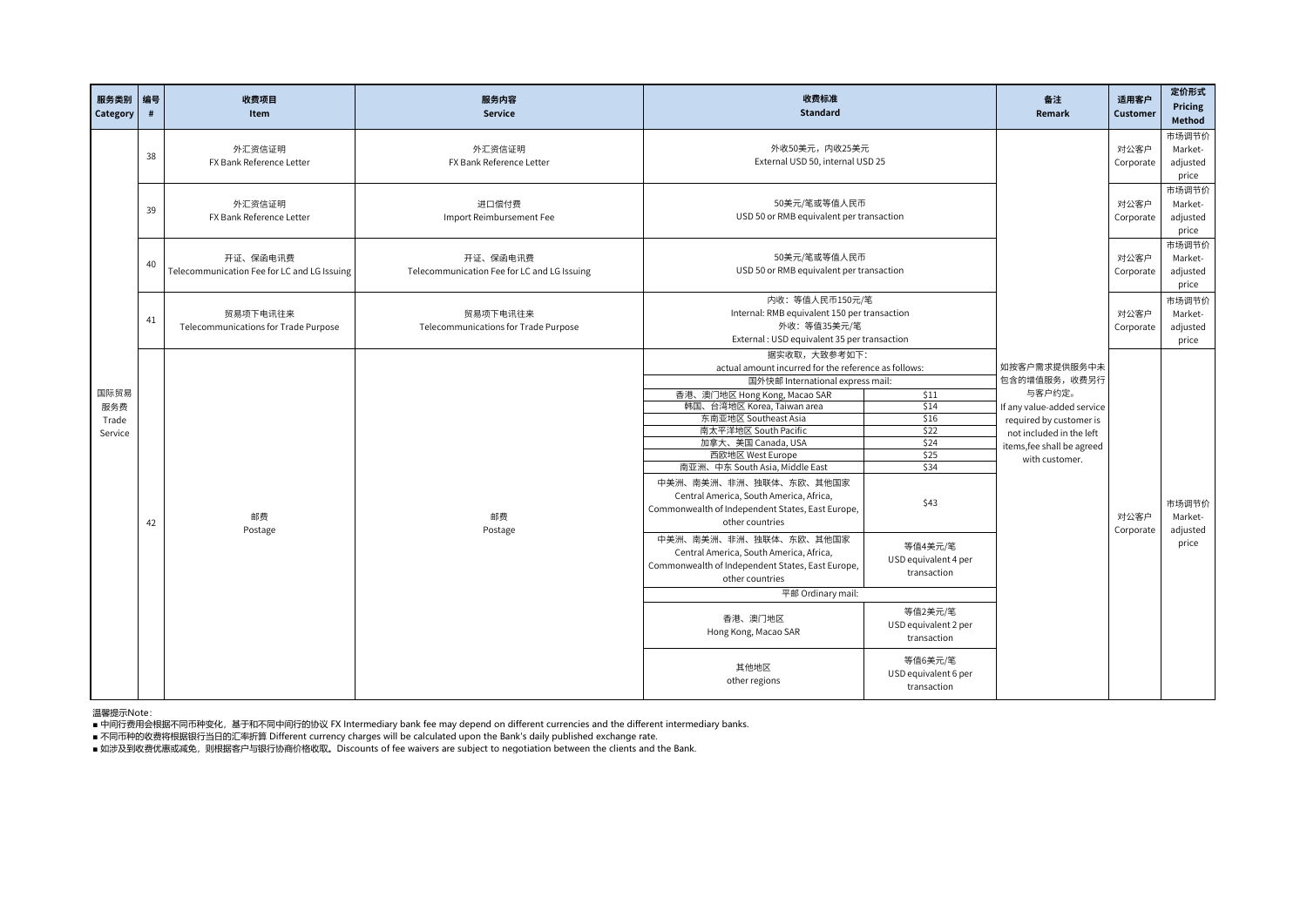| 服务类别 Category | 编号 # | 收费项目 Item | 服务内容 Service | 收费标准 Standard | | 备注 Remark | 适用客户 Customer | 定价形式 Pricing Method |
|---|---|---|---|---|---|---|---|---|
| 国际贸易服务费 Trade Service | 38 | 外汇资信证明 FX Bank Reference Letter | 外汇资信证明 FX Bank Reference Letter | 外收50美元，内收25美元 External USD 50, internal USD 25 | | 如按客户需求提供服务中未包含的增值服务，收费另行与客户约定。 If any value-added service required by customer is not included in the left items,fee shall be agreed with customer. | 对公客户 Corporate | 市场调节价 Market-adjusted price |
| | 39 | 外汇资信证明 FX Bank Reference Letter | 进口偿付费 Import Reimbursement Fee | 50美元/笔或等值人民币 USD 50 or RMB equivalent per transaction | | | 对公客户 Corporate | 市场调节价 Market-adjusted price |
| | 40 | 开证、保函电讯费 Telecommunication Fee for LC and LG Issuing | 开证、保函电讯费 Telecommunication Fee for LC and LG Issuing | 50美元/笔或等值人民币 USD 50 or RMB equivalent per transaction | | | 对公客户 Corporate | 市场调节价 Market-adjusted price |
| | 41 | 贸易项下电讯往来 Telecommunications for Trade Purpose | 贸易项下电讯往来 Telecommunications for Trade Purpose | 内收：等值人民币150元/笔 Internal: RMB equivalent 150 per transaction 外收：等值35美元/笔 External : USD equivalent 35 per transaction | | | 对公客户 Corporate | 市场调节价 Market-adjusted price |
| | 42 | 邮费 Postage | 邮费 Postage | 据实收取，大致参考如下: actual amount incurred for the reference as follows: | | | 对公客户 Corporate | 市场调节价 Market-adjusted price |
| | | | | 国外快邮 International express mail: | | | | |
| | | | | 香港、澳门地区 Hong Kong, Macao SAR | $11 | | | |
| | | | | 韩国、台湾地区 Korea, Taiwan area | $14 | | | |
| | | | | 东南亚地区 Southeast Asia | $16 | | | |
| | | | | 南太平洋地区 South Pacific | $22 | | | |
| | | | | 加拿大、美国 Canada, USA | $24 | | | |
| | | | | 西欧地区 West Europe | $25 | | | |
| | | | | 南亚洲、中东 South Asia, Middle East | $34 | | | |
| | | | | 中美洲、南美洲、非洲、独联体、东欧、其他国家 Central America, South America, Africa, Commonwealth of Independent States, East Europe, other countries | $43 | | | |
| | | | | 中美洲、南美洲、非洲、独联体、东欧、其他国家 Central America, South America, Africa, Commonwealth of Independent States, East Europe, other countries | 等值4美元/笔 USD equivalent 4 per transaction | | | |
| | | | | 平邮 Ordinary mail: | | | | |
| | | | | 香港、澳门地区 Hong Kong, Macao SAR | 等值2美元/笔 USD equivalent 2 per transaction | | | |
| | | | | 其他地区 other regions | 等值6美元/笔 USD equivalent 6 per transaction | | | |

温馨提示Note：

- 中间行费用会根据不同币种变化，基于和不同中间行的协议 FX Intermediary bank fee may depend on different currencies and the different intermediary banks.
- 不同币种的收费将根据银行当日的汇率折算 Different currency charges will be calculated upon the Bank's daily published exchange rate.
- 如涉及到收费优惠或减免，则根据客户与银行协商价格收取。Discounts of fee waivers are subject to negotiation between the clients and the Bank.